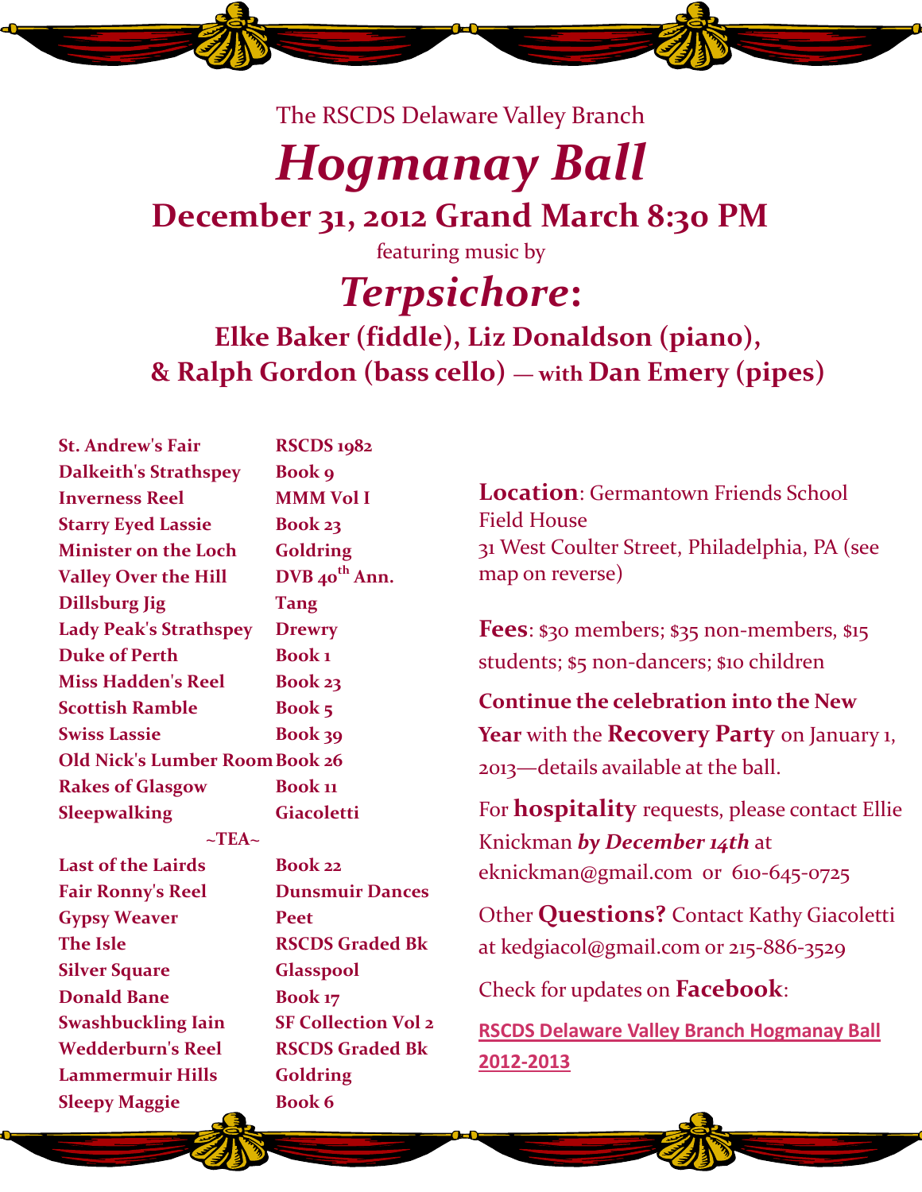The RSCDS Delaware Valley Branch

# *Hogmanay Ball*

## December 31, 2012 Grand March 8:30 PM

featuring music by

## *Terpsichore*:

**Elke Baker (fiddle), Liz Donaldson (piano), & Ralph Gordon (bass cello) — with Dan Emery (pipes)**

| Dance | Source |
|---|---|
| **St. Andrew's Fair** | **RSCDS 1982** |
| **Dalkeith's Strathspey** | **Book 9** |
| **Inverness Reel** | **MMM Vol I** |
| **Starry Eyed Lassie** | **Book 23** |
| **Minister on the Loch** | **Goldring** |
| **Valley Over the Hill** | **DVB 40th Ann.** |
| **Dillsburg Jig** | **Tang** |
| **Lady Peak's Strathspey** | **Drewry** |
| **Duke of Perth** | **Book 1** |
| **Miss Hadden's Reel** | **Book 23** |
| **Scottish Ramble** | **Book 5** |
| **Swiss Lassie** | **Book 39** |
| **Old Nick's Lumber Room** | **Book 26** |
| **Rakes of Glasgow** | **Book 11** |
| **Sleepwalking** | **Giacoletti** |
| **~TEA~** | |
| **Last of the Lairds** | **Book 22** |
| **Fair Ronny's Reel** | **Dunsmuir Dances** |
| **Gypsy Weaver** | **Peet** |
| **The Isle** | **RSCDS Graded Bk** |
| **Silver Square** | **Glasspool** |
| **Donald Bane** | **Book 17** |
| **Swashbuckling Iain** | **SF Collection Vol 2** |
| **Wedderburn's Reel** | **RSCDS Graded Bk** |
| **Lammermuir Hills** | **Goldring** |
| **Sleepy Maggie** | **Book 6** |

**Location**: Germantown Friends School Field House
31 West Coulter Street, Philadelphia, PA (see map on reverse)

**Fees**: $30 members; $35 non-members, $15 students; $5 non-dancers; $10 children

**Continue the celebration into the New Year** with the **Recovery Party** on January 1, 2013—details available at the ball.

For **hospitality** requests, please contact Ellie Knickman ***by December 14th*** at eknickman@gmail.com or 610-645-0725

Other **Questions?** Contact Kathy Giacoletti at kedgiacol@gmail.com or 215-886-3529

Check for updates on **Facebook**:

**RSCDS Delaware Valley Branch Hogmanay Ball 2012-2013**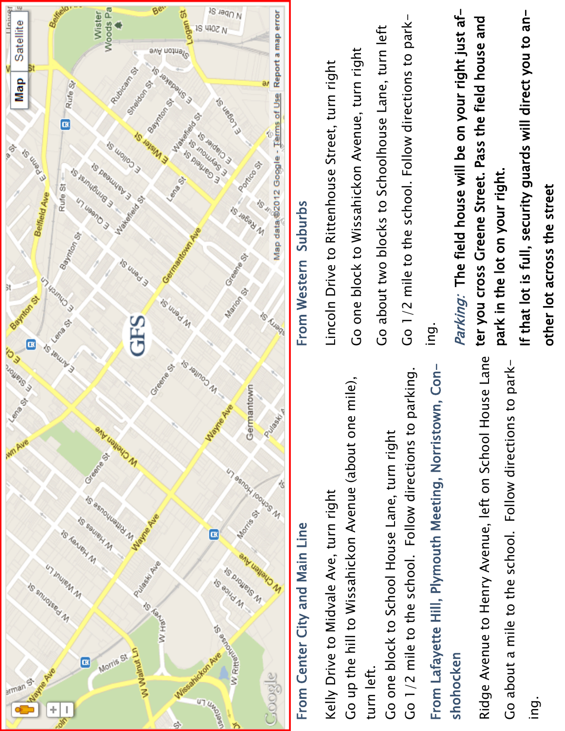## From Center City and Main Line

Kelly Drive to Midvale Ave, turn right

Go up the hill to Wissahickon Avenue (about one mile), turn left.

Go one block to School House Lane, turn right

Go 1/2 mile to the school. Follow directions to parking.

## From Lafayette Hill, Plymouth Meeting, Norristown, Conshohocken

Ridge Avenue to Henry Avenue, left on School House Lane

Go about a mile to the school. Follow directions to parking.

## From Western Suburbs

Lincoln Drive to Rittenhouse Street, turn right

Go one block to Wissahickon Avenue, turn right

Go about two blocks to Schoolhouse Lane, turn left

Go 1/2 mile to the school. Follow directions to parking.

*Parking:* **The field house will be on your right just after you cross Greene Street. Pass the field house and park in the lot on your right.**

**If that lot is full, security guards will direct you to another lot across the street**